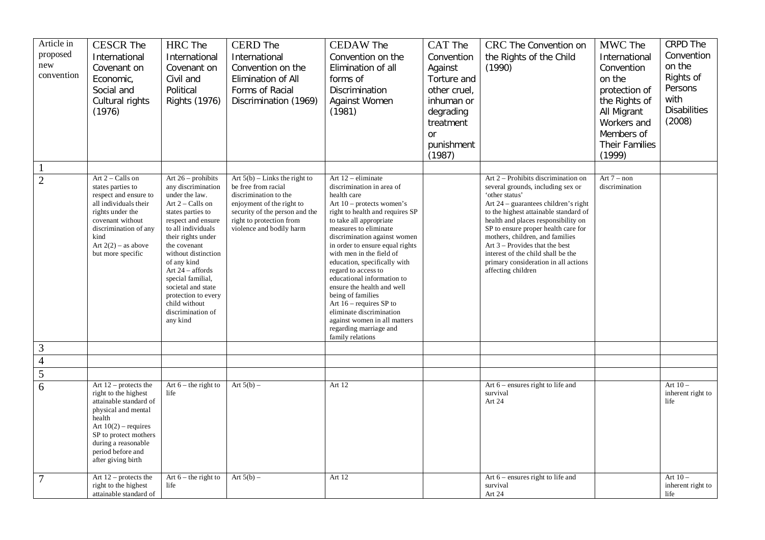| Article in proposed new convention | CESCR The International Covenant on Economic, Social and Cultural rights (1976) | HRC The International Covenant on Civil and Political Rights (1976) | CERD The International Convention on the Elimination of All Forms of Racial Discrimination (1969) | CEDAW The Convention on the Elimination of all forms of Discrimination Against Women (1981) | CAT The Convention Against Torture and other cruel, inhuman or degrading treatment or punishment (1987) | CRC The Convention on the Rights of the Child (1990) | MWC The International Convention on the protection of the Rights of All Migrant Workers and Members of Their Families (1999) | CRPD The Convention on the Rights of Persons with Disabilities (2008) |
|---|---|---|---|---|---|---|---|---|
| 1 | | | | | | | | |
| 2 | Art 2 – Calls on states parties to respect and ensure to all individuals their rights under the covenant without discrimination of any kind<br>Art 2(2) – as above but more specific | Art 26 – prohibits any discrimination under the law.<br>Art 2 – Calls on states parties to respect and ensure to all individuals their rights under the covenant without distinction of any kind<br>Art 24 – affords special familial, societal and state protection to every child without discrimination of any kind | Art 5(b) – Links the right to be free from racial discrimination to the enjoyment of the right to security of the person and the right to protection from violence and bodily harm | Art 12 – eliminate discrimination in area of health care<br>Art 10 – protects women's right to health and requires SP to take all appropriate measures to eliminate discrimination against women in order to ensure equal rights with men in the field of education, specifically with regard to access to educational information to ensure the health and well being of families<br>Art 16 – requires SP to eliminate discrimination against women in all matters regarding marriage and family relations | | Art 2 – Prohibits discrimination on several grounds, including sex or 'other status'<br>Art 24 – guarantees children's right to the highest attainable standard of health and places responsibility on SP to ensure proper health care for mothers, children, and families<br>Art 3 – Provides that the best interest of the child shall be the primary consideration in all actions affecting children | Art 7 – non discrimination | |
| 3 | | | | | | | | |
| 4 | | | | | | | | |
| 5 | | | | | | | | |
| 6 | Art 12 – protects the right to the highest attainable standard of physical and mental health<br>Art 10(2) – requires SP to protect mothers during a reasonable period before and after giving birth | Art 6 – the right to life | Art 5(b) – | Art 12 | | Art 6 – ensures right to life and survival<br>Art 24 | | Art 10 – inherent right to life |
| 7 | Art 12 – protects the right to the highest attainable standard of | Art 6 – the right to life | Art 5(b) – | Art 12 | | Art 6 – ensures right to life and survival<br>Art 24 | | Art 10 – inherent right to life |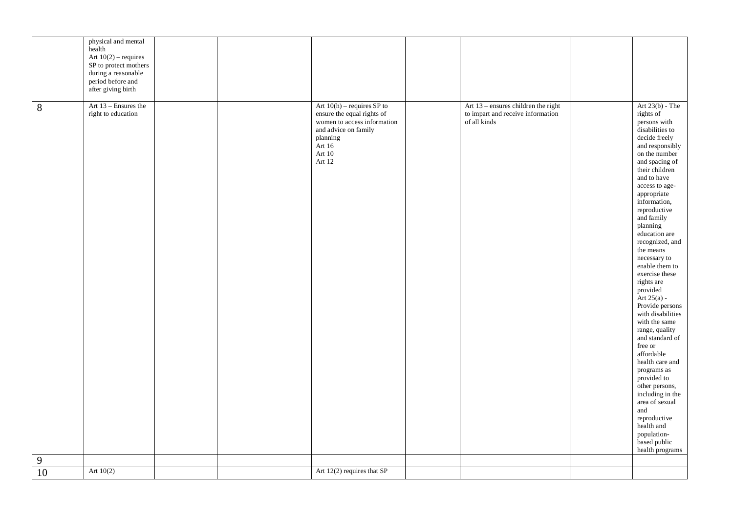| | | | | | | | | |
|---|---|---|---|---|---|---|---|---|
| | physical and mental health<br>Art 10(2) – requires SP to protect mothers during a reasonable period before and after giving birth | | | | | | | |
| 8 | Art 13 – Ensures the right to education | | | Art 10(h) – requires SP to ensure the equal rights of women to access information and advice on family planning<br>Art 16<br>Art 10<br>Art 12 | | Art 13 – ensures children the right to impart and receive information of all kinds | | Art 23(b) - The rights of persons with disabilities to decide freely and responsibly on the number and spacing of their children and to have access to age-appropriate information, reproductive and family planning education are recognized, and the means necessary to enable them to exercise these rights are provided<br>Art 25(a) - Provide persons with disabilities with the same range, quality and standard of free or affordable health care and programs as provided to other persons, including in the area of sexual and reproductive health and population-based public health programs |
| 9 | | | | | | | | |
| 10 | Art 10(2) | | | Art 12(2) requires that SP | | | | |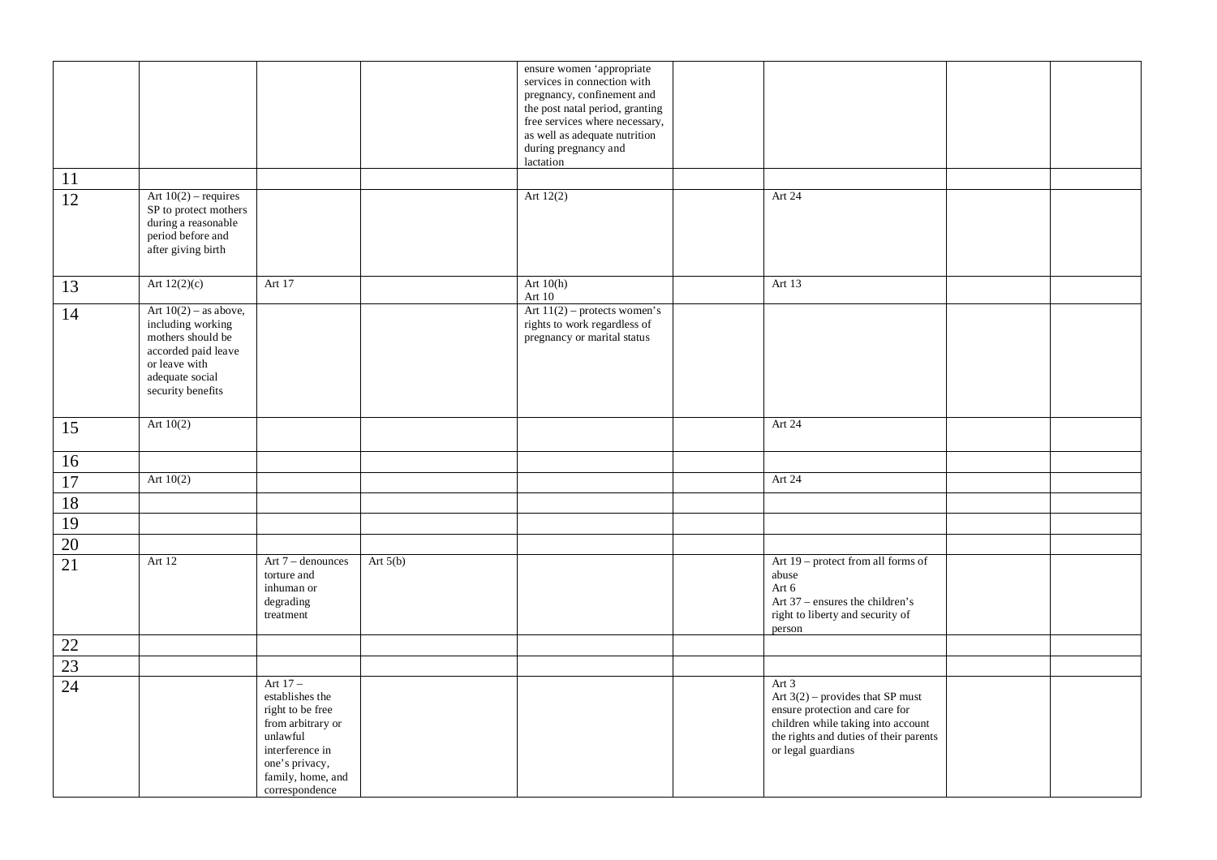| | | | | | | | | |
|---|---|---|---|---|---|---|---|---|
| | | | | ensure women 'appropriate services in connection with pregnancy, confinement and the post natal period, granting free services where necessary, as well as adequate nutrition during pregnancy and lactation | | | | |
| 11 | | | | | | | | |
| 12 | Art 10(2) – requires SP to protect mothers during a reasonable period before and after giving birth | | | Art 12(2) | | Art 24 | | |
| 13 | Art 12(2)(c) | Art 17 | | Art 10(h) Art 10 | | Art 13 | | |
| 14 | Art 10(2) – as above, including working mothers should be accorded paid leave or leave with adequate social security benefits | | | Art 11(2) – protects women's rights to work regardless of pregnancy or marital status | | | | |
| 15 | Art 10(2) | | | | | Art 24 | | |
| 16 | | | | | | | | |
| 17 | Art 10(2) | | | | | Art 24 | | |
| 18 | | | | | | | | |
| 19 | | | | | | | | |
| 20 | | | | | | | | |
| 21 | Art 12 | Art 7 – denounces torture and inhuman or degrading treatment | Art 5(b) | | | Art 19 – protect from all forms of abuse Art 6 Art 37 – ensures the children's right to liberty and security of person | | |
| 22 | | | | | | | | |
| 23 | | | | | | | | |
| 24 | | Art 17 – establishes the right to be free from arbitrary or unlawful interference in one's privacy, family, home, and correspondence | | | | Art 3 Art 3(2) – provides that SP must ensure protection and care for children while taking into account the rights and duties of their parents or legal guardians | | |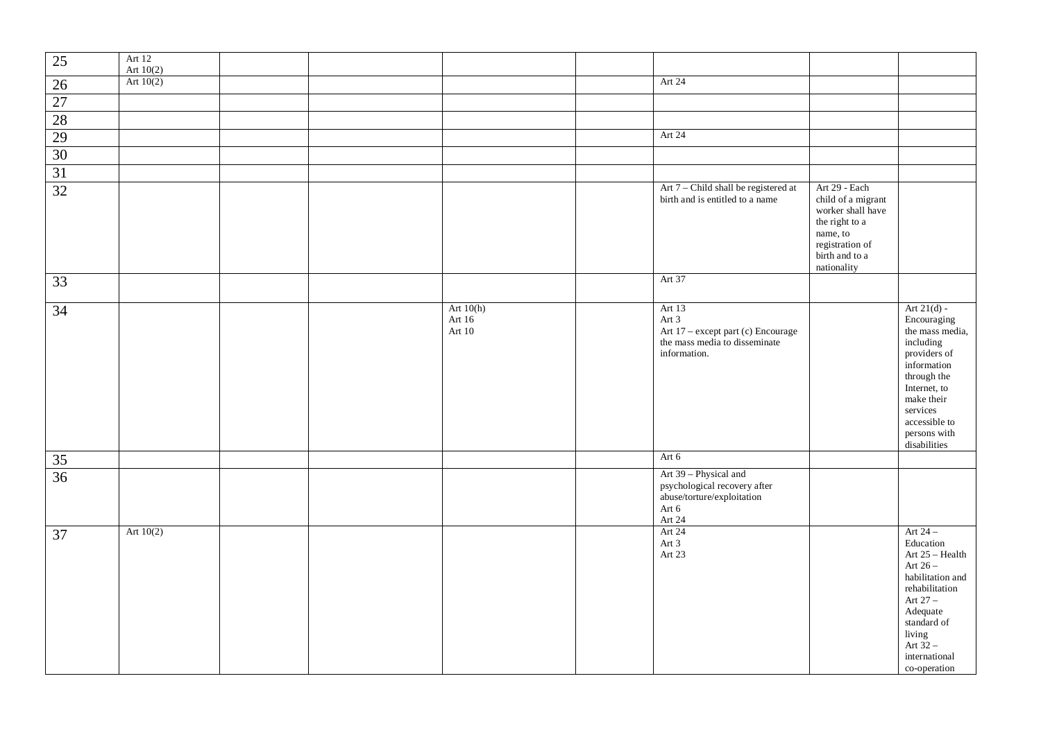| | | | | | | | | |
|---|---|---|---|---|---|---|---|---|
| 25 | Art 12<br>Art 10(2) | | | | | | | |
| 26 | Art 10(2) | | | | | Art 24 | | |
| 27 | | | | | | | | |
| 28 | | | | | | | | |
| 29 | | | | | | Art 24 | | |
| 30 | | | | | | | | |
| 31 | | | | | | | | |
| 32 | | | | | | Art 7 – Child shall be registered at birth and is entitled to a name | Art 29 - Each child of a migrant worker shall have the right to a name, to registration of birth and to a nationality | |
| 33 | | | | | | Art 37 | | |
| 34 | | | | Art 10(h)<br>Art 16<br>Art 10 | | Art 13<br>Art 3<br>Art 17 – except part (c) Encourage the mass media to disseminate information. | | Art 21(d) - Encouraging the mass media, including providers of information through the Internet, to make their services accessible to persons with disabilities |
| 35 | | | | | | Art 6 | | |
| 36 | | | | | | Art 39 – Physical and psychological recovery after abuse/torture/exploitation<br>Art 6<br>Art 24 | | |
| 37 | Art 10(2) | | | | | Art 24<br>Art 3<br>Art 23 | | Art 24 – Education<br>Art 25 – Health<br>Art 26 – habilitation and rehabilitation<br>Art 27 – Adequate standard of living<br>Art 32 – international co-operation |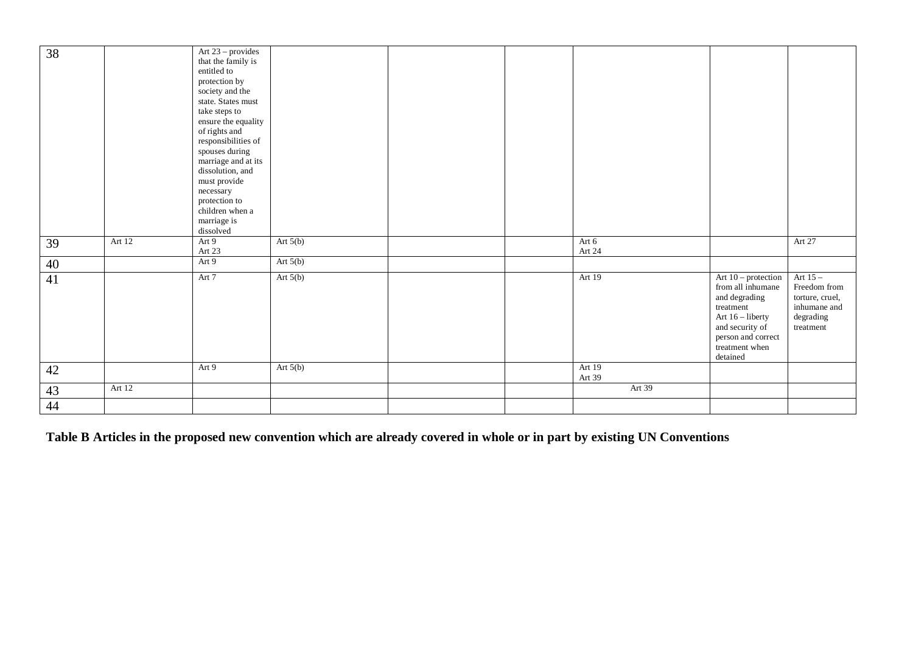| | | | | | | | | |
|---|---|---|---|---|---|---|---|---|
| 38 | | Art 23 – provides that the family is entitled to protection by society and the state. States must take steps to ensure the equality of rights and responsibilities of spouses during marriage and at its dissolution, and must provide necessary protection to children when a marriage is dissolved | | | | | | |
| 39 | Art 12 | Art 9<br>Art 23 | Art 5(b) | | | Art 6<br>Art 24 | | Art 27 |
| 40 | | Art 9 | Art 5(b) | | | | | |
| 41 | | Art 7 | Art 5(b) | | | Art 19 | Art 10 – protection from all inhumane and degrading treatment<br>Art 16 – liberty and security of person and correct treatment when detained | Art 15 – Freedom from torture, cruel, inhumane and degrading treatment |
| 42 | | Art 9 | Art 5(b) | | | Art 19<br>Art 39 | | |
| 43 | Art 12 | | | | | Art 39 | | |
| 44 | | | | | | | | |

**Table B Articles in the proposed new convention which are already covered in whole or in part by existing UN Conventions**